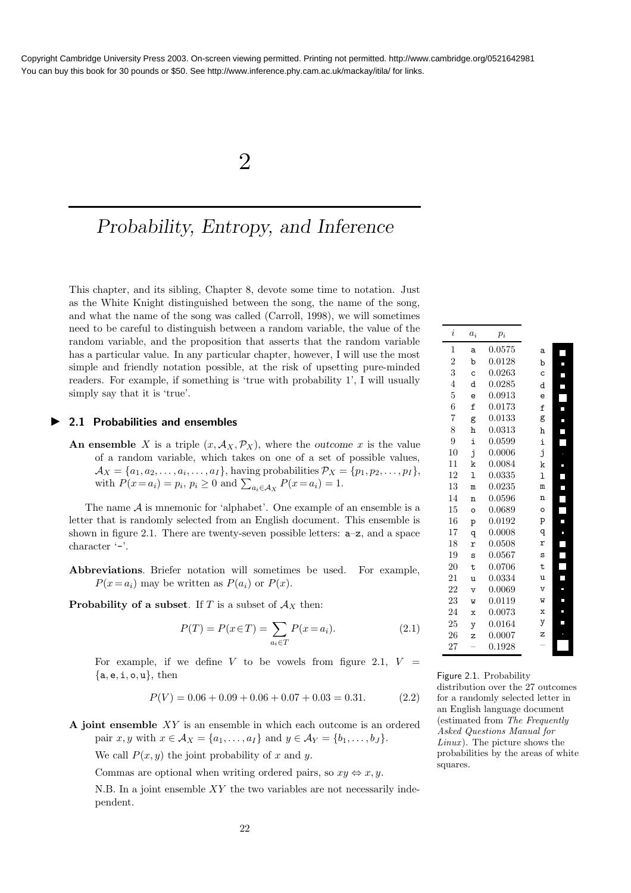# 2

# Probability, Entropy, and Inference

This chapter, and its sibling, Chapter 8, devote some time to notation. Just as the White Knight distinguished between the song, the name of the song, and what the name of the song was called (Carroll, 1998), we will sometimes need to be careful to distinguish between a random variable, the value of the random variable, and the proposition that asserts that the random variable has a particular value. In any particular chapter, however, I will use the most simple and friendly notation possible, at the risk of upsetting pure-minded readers. For example, if something is 'true with probability 1', I will usually simply say that it is 'true'.

## 2.1 Probabilities and ensembles

**An ensemble** $X$ is a triple $(x, \mathcal{A}_X, \mathcal{P}_X)$, where the *outcome* $x$ is the value of a random variable, which takes on one of a set of possible values, $\mathcal{A}_X = \{a_1, a_2, \ldots, a_i, \ldots, a_I\}$, having probabilities $\mathcal{P}_X = \{p_1, p_2, \ldots, p_I\}$, with $P(x = a_i) = p_i$, $p_i \geq 0$ and $\sum_{a_i \in \mathcal{A}_X} P(x = a_i) = 1$.

The name $\mathcal{A}$ is mnemonic for 'alphabet'. One example of an ensemble is a letter that is randomly selected from an English document. This ensemble is shown in figure 2.1. There are twenty-seven possible letters: a–z, and a space character '-'.

| $i$ | $a_i$ | $p_i$ |
|---|---|---|
| 1 | a | 0.0575 |
| 2 | b | 0.0128 |
| 3 | c | 0.0263 |
| 4 | d | 0.0285 |
| 5 | e | 0.0913 |
| 6 | f | 0.0173 |
| 7 | g | 0.0133 |
| 8 | h | 0.0313 |
| 9 | i | 0.0599 |
| 10 | j | 0.0006 |
| 11 | k | 0.0084 |
| 12 | l | 0.0335 |
| 13 | m | 0.0235 |
| 14 | n | 0.0596 |
| 15 | o | 0.0689 |
| 16 | p | 0.0192 |
| 17 | q | 0.0008 |
| 18 | r | 0.0508 |
| 19 | s | 0.0567 |
| 20 | t | 0.0706 |
| 21 | u | 0.0334 |
| 22 | v | 0.0069 |
| 23 | w | 0.0119 |
| 24 | x | 0.0073 |
| 25 | y | 0.0164 |
| 26 | z | 0.0007 |
| 27 | – | 0.1928 |

a b c d e f g h i j k l m n o p q r s t u v w x y z –

Figure 2.1. Probability distribution over the 27 outcomes for a randomly selected letter in an English language document (estimated from *The Frequently Asked Questions Manual for Linux*). The picture shows the probabilities by the areas of white squares.

**Abbreviations**. Briefer notation will sometimes be used. For example, $P(x = a_i)$ may be written as $P(a_i)$ or $P(x)$.

**Probability of a subset**. If $T$ is a subset of $\mathcal{A}_X$ then:

$$P(T) = P(x \in T) = \sum_{a_i \in T} P(x = a_i). \tag{2.1}$$

For example, if we define $V$ to be vowels from figure 2.1, $V = \{\texttt{a}, \texttt{e}, \texttt{i}, \texttt{o}, \texttt{u}\}$, then

$$P(V) = 0.06 + 0.09 + 0.06 + 0.07 + 0.03 = 0.31. \tag{2.2}$$

**A joint ensemble** $XY$ is an ensemble in which each outcome is an ordered pair $x, y$ with $x \in \mathcal{A}_X = \{a_1, \ldots, a_I\}$ and $y \in \mathcal{A}_Y = \{b_1, \ldots, b_J\}$.

We call $P(x, y)$ the joint probability of $x$ and $y$.

Commas are optional when writing ordered pairs, so $xy \Leftrightarrow x, y$.

N.B. In a joint ensemble $XY$ the two variables are not necessarily independent.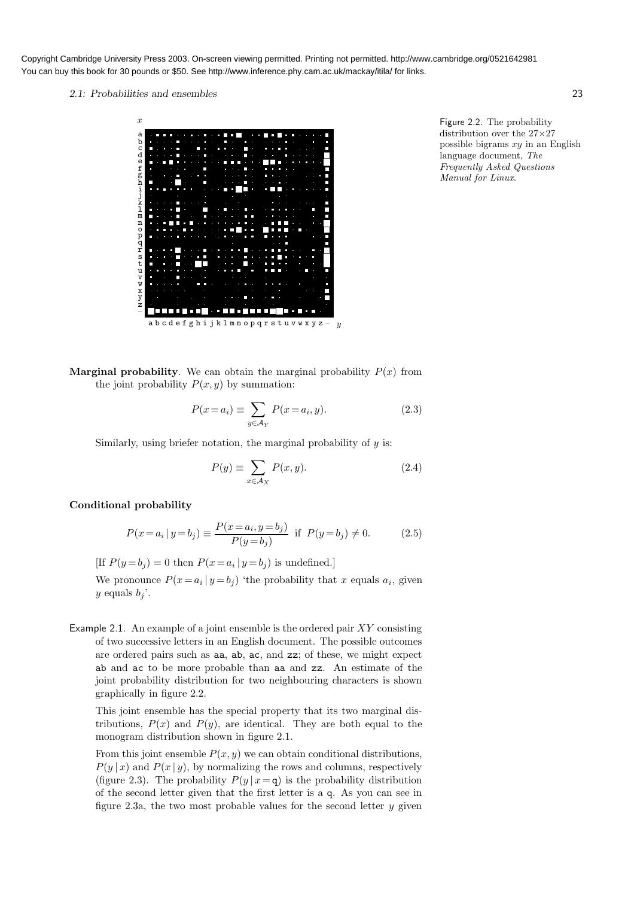x

a b c d e f g h i j k l m n o p q r s t u v w x y z –

a b c d e f g h i j k l m n o p q r s t u v w x y z – y

Figure 2.2. The probability distribution over the 27×27 possible bigrams $xy$ in an English language document, *The Frequently Asked Questions Manual for Linux*.

**Marginal probability**. We can obtain the marginal probability $P(x)$ from the joint probability $P(x, y)$ by summation:

$$P(x = a_i) \equiv \sum_{y \in \mathcal{A}_Y} P(x = a_i, y). \tag{2.3}$$

Similarly, using briefer notation, the marginal probability of $y$ is:

$$P(y) \equiv \sum_{x \in \mathcal{A}_X} P(x, y). \tag{2.4}$$

**Conditional probability**

$$P(x = a_i \,|\, y = b_j) \equiv \frac{P(x = a_i, y = b_j)}{P(y = b_j)} \text{ if } P(y = b_j) \neq 0. \tag{2.5}$$

[If $P(y = b_j) = 0$ then $P(x = a_i \,|\, y = b_j)$ is undefined.]

We pronounce $P(x = a_i \,|\, y = b_j)$ 'the probability that $x$ equals $a_i$, given $y$ equals $b_j$'.

Example 2.1. An example of a joint ensemble is the ordered pair $XY$ consisting of two successive letters in an English document. The possible outcomes are ordered pairs such as aa, ab, ac, and zz; of these, we might expect ab and ac to be more probable than aa and zz. An estimate of the joint probability distribution for two neighbouring characters is shown graphically in figure 2.2.

This joint ensemble has the special property that its two marginal distributions, $P(x)$ and $P(y)$, are identical. They are both equal to the monogram distribution shown in figure 2.1.

From this joint ensemble $P(x, y)$ we can obtain conditional distributions, $P(y \,|\, x)$ and $P(x \,|\, y)$, by normalizing the rows and columns, respectively (figure 2.3). The probability $P(y \,|\, x = \mathtt{q})$ is the probability distribution of the second letter given that the first letter is a q. As you can see in figure 2.3a, the two most probable values for the second letter $y$ given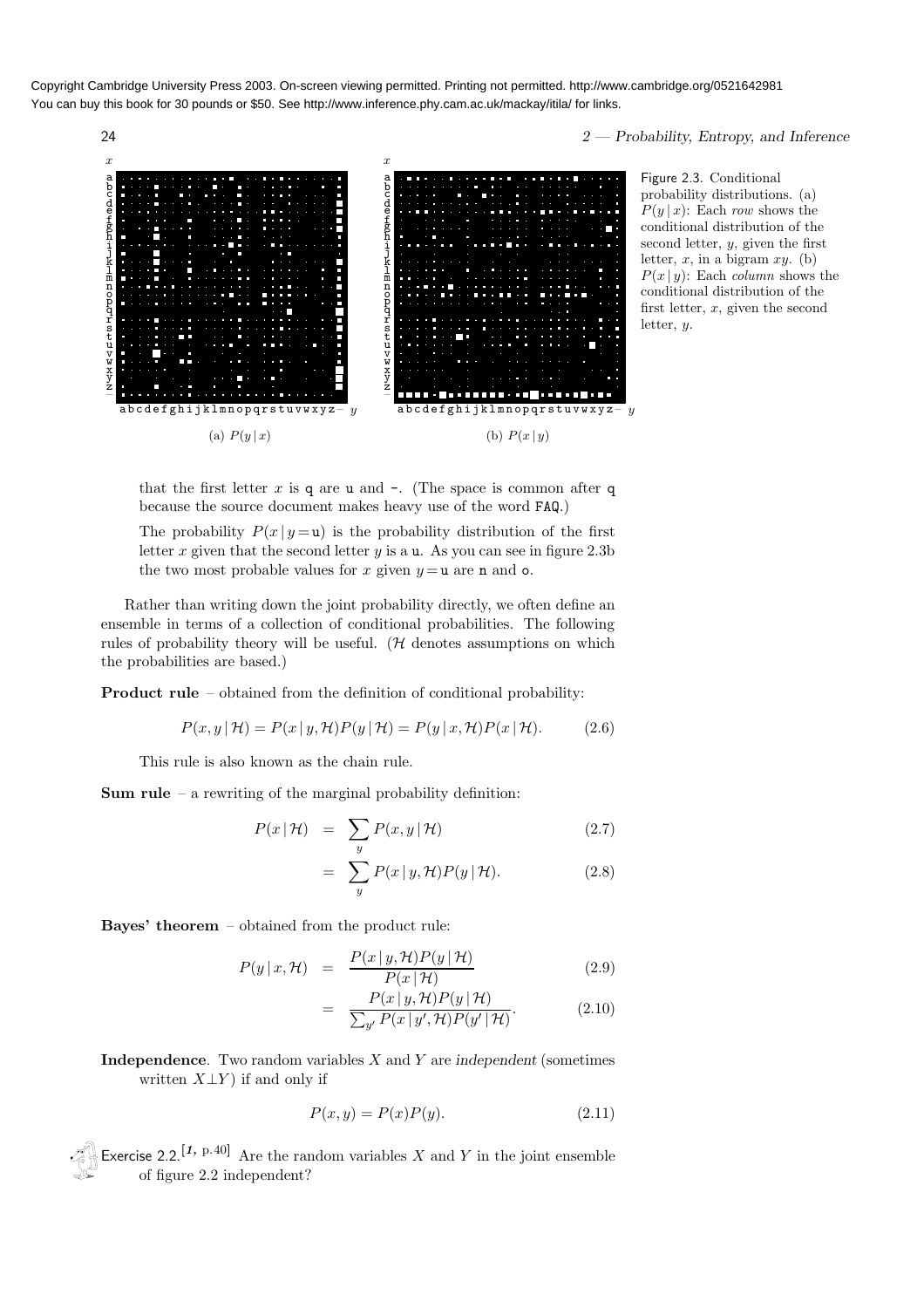Copyright Cambridge University Press 2003. On-screen viewing permitted. Printing not permitted. http://www.cambridge.org/0521642981
You can buy this book for 30 pounds or $50. See http://www.inference.phy.cam.ac.uk/mackay/itila/ for links.

(a) $P(y \mid x)$

(b) $P(x \mid y)$

Figure 2.3. Conditional probability distributions. (a) $P(y \mid x)$: Each *row* shows the conditional distribution of the second letter, $y$, given the first letter, $x$, in a bigram $xy$. (b) $P(x \mid y)$: Each *column* shows the conditional distribution of the first letter, $x$, given the second letter, $y$.

that the first letter $x$ is `q` are `u` and `-`. (The space is common after `q` because the source document makes heavy use of the word `FAQ`.)

The probability $P(x \mid y = \texttt{u})$ is the probability distribution of the first letter $x$ given that the second letter $y$ is a `u`. As you can see in figure 2.3b the two most probable values for $x$ given $y = \texttt{u}$ are `n` and `o`.

Rather than writing down the joint probability directly, we often define an ensemble in terms of a collection of conditional probabilities. The following rules of probability theory will be useful. ($\mathcal{H}$ denotes assumptions on which the probabilities are based.)

**Product rule** – obtained from the definition of conditional probability:

$$P(x, y \mid \mathcal{H}) = P(x \mid y, \mathcal{H}) P(y \mid \mathcal{H}) = P(y \mid x, \mathcal{H}) P(x \mid \mathcal{H}). \tag{2.6}$$

This rule is also known as the chain rule.

**Sum rule** – a rewriting of the marginal probability definition:

$$P(x \mid \mathcal{H}) = \sum_y P(x, y \mid \mathcal{H}) \tag{2.7}$$

$$= \sum_y P(x \mid y, \mathcal{H}) P(y \mid \mathcal{H}). \tag{2.8}$$

**Bayes' theorem** – obtained from the product rule:

$$P(y \mid x, \mathcal{H}) = \frac{P(x \mid y, \mathcal{H}) P(y \mid \mathcal{H})}{P(x \mid \mathcal{H})} \tag{2.9}$$

$$= \frac{P(x \mid y, \mathcal{H}) P(y \mid \mathcal{H})}{\sum_{y'} P(x \mid y', \mathcal{H}) P(y' \mid \mathcal{H})}. \tag{2.10}$$

**Independence**. Two random variables $X$ and $Y$ are *independent* (sometimes written $X \perp Y$) if and only if

$$P(x, y) = P(x) P(y). \tag{2.11}$$

Exercise 2.2.[*1*, p.40] Are the random variables $X$ and $Y$ in the joint ensemble of figure 2.2 independent?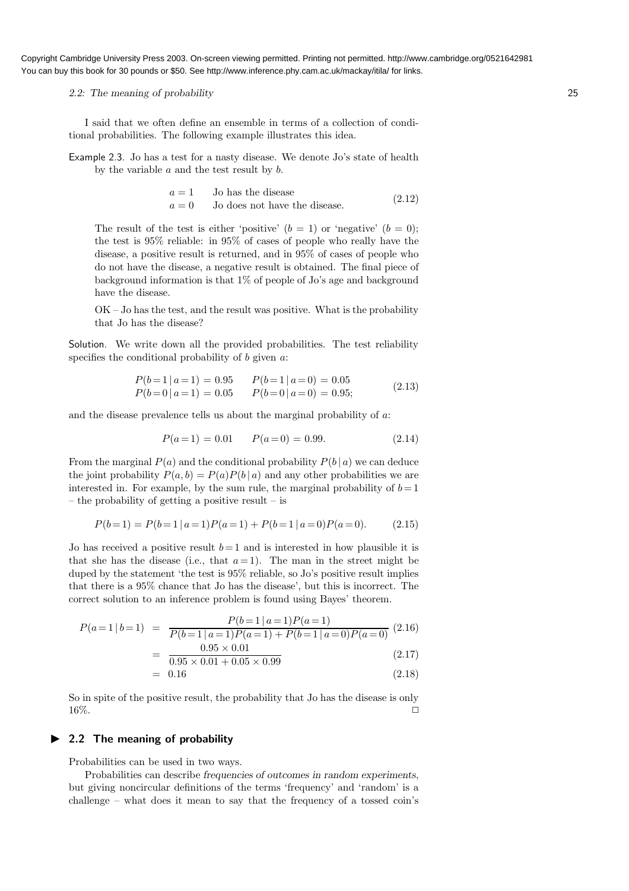I said that we often define an ensemble in terms of a collection of conditional probabilities. The following example illustrates this idea.

Example 2.3. Jo has a test for a nasty disease. We denote Jo's state of health by the variable $a$ and the test result by $b$.

$$\begin{array}{ll} a=1 & \text{Jo has the disease} \\ a=0 & \text{Jo does not have the disease.} \end{array} \tag{2.12}$$

The result of the test is either 'positive' ($b=1$) or 'negative' ($b=0$); the test is 95% reliable: in 95% of cases of people who really have the disease, a positive result is returned, and in 95% of cases of people who do not have the disease, a negative result is obtained. The final piece of background information is that 1% of people of Jo's age and background have the disease.

OK – Jo has the test, and the result was positive. What is the probability that Jo has the disease?

Solution. We write down all the provided probabilities. The test reliability specifies the conditional probability of $b$ given $a$:

$$\begin{array}{ll} P(b=1 \mid a=1) = 0.95 & P(b=1 \mid a=0) = 0.05 \\ P(b=0 \mid a=1) = 0.05 & P(b=0 \mid a=0) = 0.95; \end{array} \tag{2.13}$$

and the disease prevalence tells us about the marginal probability of $a$:

$$P(a=1) = 0.01 \qquad P(a=0) = 0.99. \tag{2.14}$$

From the marginal $P(a)$ and the conditional probability $P(b \mid a)$ we can deduce the joint probability $P(a,b) = P(a)P(b \mid a)$ and any other probabilities we are interested in. For example, by the sum rule, the marginal probability of $b=1$ – the probability of getting a positive result – is

$$P(b=1) = P(b=1 \mid a=1)P(a=1) + P(b=1 \mid a=0)P(a=0). \tag{2.15}$$

Jo has received a positive result $b=1$ and is interested in how plausible it is that she has the disease (i.e., that $a=1$). The man in the street might be duped by the statement 'the test is 95% reliable, so Jo's positive result implies that there is a 95% chance that Jo has the disease', but this is incorrect. The correct solution to an inference problem is found using Bayes' theorem.

$$P(a=1 \mid b=1) = \frac{P(b=1 \mid a=1)P(a=1)}{P(b=1 \mid a=1)P(a=1) + P(b=1 \mid a=0)P(a=0)} \tag{2.16}$$

$$= \frac{0.95 \times 0.01}{0.95 \times 0.01 + 0.05 \times 0.99} \tag{2.17}$$

$$= 0.16 \tag{2.18}$$

So in spite of the positive result, the probability that Jo has the disease is only 16%. □

## ▶ 2.2 The meaning of probability

Probabilities can be used in two ways.

Probabilities can describe *frequencies of outcomes in random experiments*, but giving noncircular definitions of the terms 'frequency' and 'random' is a challenge – what does it mean to say that the frequency of a tossed coin's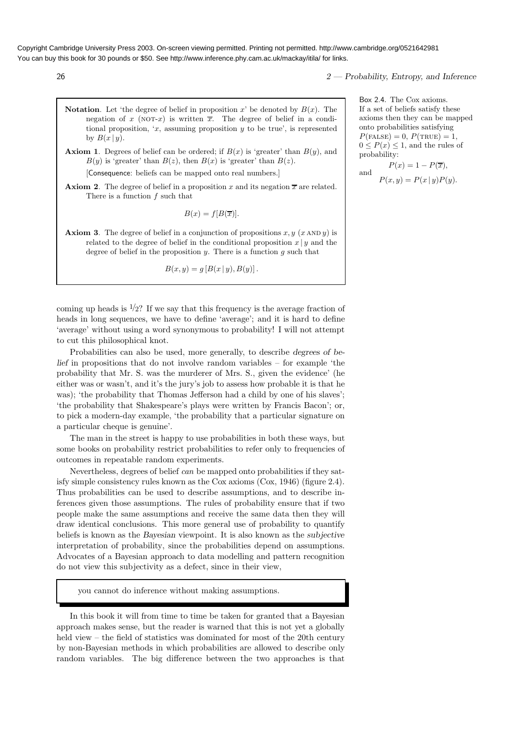**Notation**. Let 'the degree of belief in proposition $x$' be denoted by $B(x)$. The negation of $x$ (NOT-$x$) is written $\overline{x}$. The degree of belief in a conditional proposition, '$x$, assuming proposition $y$ to be true', is represented by $B(x \,|\, y)$.

**Axiom 1**. Degrees of belief can be ordered; if $B(x)$ is 'greater' than $B(y)$, and $B(y)$ is 'greater' than $B(z)$, then $B(x)$ is 'greater' than $B(z)$.

[Consequence: beliefs can be mapped onto real numbers.]

**Axiom 2**. The degree of belief in a proposition $x$ and its negation $\overline{x}$ are related. There is a function $f$ such that

$$B(x) = f[B(\overline{x})].$$

**Axiom 3**. The degree of belief in a conjunction of propositions $x, y$ ($x$ AND $y$) is related to the degree of belief in the conditional proposition $x \,|\, y$ and the degree of belief in the proposition $y$. There is a function $g$ such that

$$B(x, y) = g\left[B(x \,|\, y), B(y)\right].$$

Box 2.4. The Cox axioms. If a set of beliefs satisfy these axioms then they can be mapped onto probabilities satisfying $P(\text{FALSE}) = 0$, $P(\text{TRUE}) = 1$, $0 \le P(x) \le 1$, and the rules of probability:

$$P(x) = 1 - P(\overline{x}),$$

and

$$P(x, y) = P(x \,|\, y)P(y).$$

coming up heads is $1/2$? If we say that this frequency is the average fraction of heads in long sequences, we have to define 'average'; and it is hard to define 'average' without using a word synonymous to probability! I will not attempt to cut this philosophical knot.

Probabilities can also be used, more generally, to describe *degrees of belief* in propositions that do not involve random variables – for example 'the probability that Mr. S. was the murderer of Mrs. S., given the evidence' (he either was or wasn't, and it's the jury's job to assess how probable it is that he was); 'the probability that Thomas Jefferson had a child by one of his slaves'; 'the probability that Shakespeare's plays were written by Francis Bacon'; or, to pick a modern-day example, 'the probability that a particular signature on a particular cheque is genuine'.

The man in the street is happy to use probabilities in both these ways, but some books on probability restrict probabilities to refer only to frequencies of outcomes in repeatable random experiments.

Nevertheless, degrees of belief *can* be mapped onto probabilities if they satisfy simple consistency rules known as the Cox axioms (Cox, 1946) (figure 2.4). Thus probabilities can be used to describe assumptions, and to describe inferences given those assumptions. The rules of probability ensure that if two people make the same assumptions and receive the same data then they will draw identical conclusions. This more general use of probability to quantify beliefs is known as the *Bayesian* viewpoint. It is also known as the *subjective* interpretation of probability, since the probabilities depend on assumptions. Advocates of a Bayesian approach to data modelling and pattern recognition do not view this subjectivity as a defect, since in their view,

> you cannot do inference without making assumptions.

In this book it will from time to time be taken for granted that a Bayesian approach makes sense, but the reader is warned that this is not yet a globally held view – the field of statistics was dominated for most of the 20th century by non-Bayesian methods in which probabilities are allowed to describe only random variables. The big difference between the two approaches is that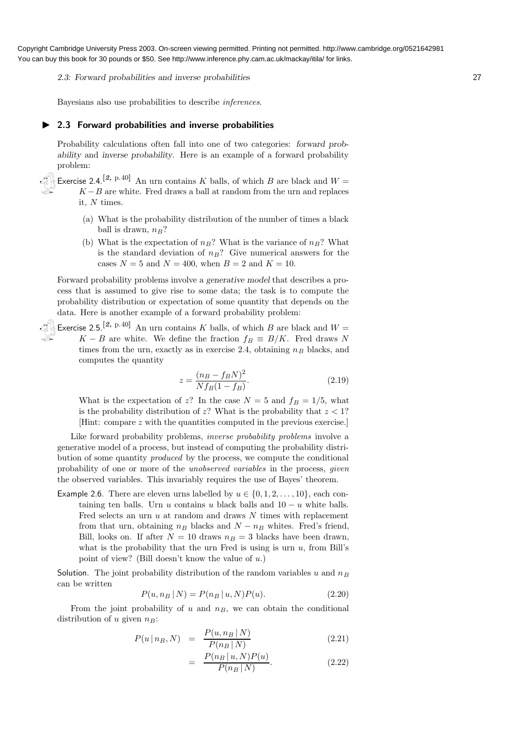Bayesians also use probabilities to describe *inferences*.

## ▶ 2.3 Forward probabilities and inverse probabilities

Probability calculations often fall into one of two categories: forward probability and inverse probability. Here is an example of a forward probability problem:

Exercise 2.4.[2, p.40] An urn contains $K$ balls, of which $B$ are black and $W = K - B$ are white. Fred draws a ball at random from the urn and replaces it, $N$ times.

(a) What is the probability distribution of the number of times a black ball is drawn, $n_B$?

(b) What is the expectation of $n_B$? What is the variance of $n_B$? What is the standard deviation of $n_B$? Give numerical answers for the cases $N = 5$ and $N = 400$, when $B = 2$ and $K = 10$.

Forward probability problems involve a generative model that describes a process that is assumed to give rise to some data; the task is to compute the probability distribution or expectation of some quantity that depends on the data. Here is another example of a forward probability problem:

Exercise 2.5.[2, p.40] An urn contains $K$ balls, of which $B$ are black and $W = K - B$ are white. We define the fraction $f_B \equiv B/K$. Fred draws $N$ times from the urn, exactly as in exercise 2.4, obtaining $n_B$ blacks, and computes the quantity

$$z = \frac{(n_B - f_B N)^2}{N f_B (1 - f_B)}. \tag{2.19}$$

What is the expectation of $z$? In the case $N = 5$ and $f_B = 1/5$, what is the probability distribution of $z$? What is the probability that $z < 1$? [Hint: compare $z$ with the quantities computed in the previous exercise.]

Like forward probability problems, *inverse probability problems* involve a generative model of a process, but instead of computing the probability distribution of some quantity *produced* by the process, we compute the conditional probability of one or more of the *unobserved variables* in the process, *given* the observed variables. This invariably requires the use of Bayes' theorem.

Example 2.6. There are eleven urns labelled by $u \in \{0, 1, 2, \ldots, 10\}$, each containing ten balls. Urn $u$ contains $u$ black balls and $10 - u$ white balls. Fred selects an urn $u$ at random and draws $N$ times with replacement from that urn, obtaining $n_B$ blacks and $N - n_B$ whites. Fred's friend, Bill, looks on. If after $N = 10$ draws $n_B = 3$ blacks have been drawn, what is the probability that the urn Fred is using is urn $u$, from Bill's point of view? (Bill doesn't know the value of $u$.)

Solution. The joint probability distribution of the random variables $u$ and $n_B$ can be written

$$P(u, n_B \,|\, N) = P(n_B \,|\, u, N) P(u). \tag{2.20}$$

From the joint probability of $u$ and $n_B$, we can obtain the conditional distribution of $u$ given $n_B$:

$$P(u \,|\, n_B, N) = \frac{P(u, n_B \,|\, N)}{P(n_B \,|\, N)} \tag{2.21}$$

$$= \frac{P(n_B \,|\, u, N) P(u)}{P(n_B \,|\, N)}. \tag{2.22}$$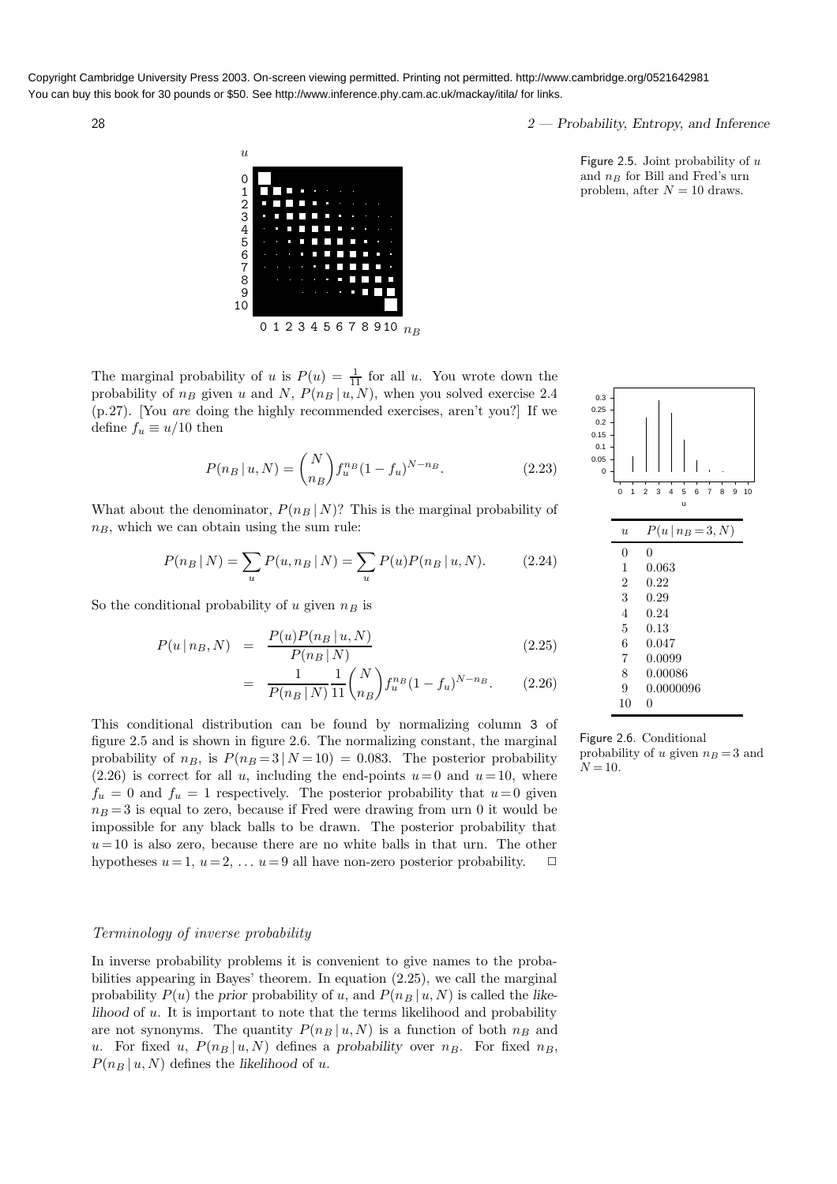Figure 2.5. Joint probability of $u$ and $n_B$ for Bill and Fred's urn problem, after $N = 10$ draws.

The marginal probability of $u$ is $P(u) = \frac{1}{11}$ for all $u$. You wrote down the probability of $n_B$ given $u$ and $N$, $P(n_B \mid u, N)$, when you solved exercise 2.4 (p.27). [You *are* doing the highly recommended exercises, aren't you?] If we define $f_u \equiv u/10$ then

$$P(n_B \mid u, N) = \binom{N}{n_B} f_u^{n_B} (1 - f_u)^{N - n_B}. \tag{2.23}$$

What about the denominator, $P(n_B \mid N)$? This is the marginal probability of $n_B$, which we can obtain using the sum rule:

$$P(n_B \mid N) = \sum_u P(u, n_B \mid N) = \sum_u P(u) P(n_B \mid u, N). \tag{2.24}$$

So the conditional probability of $u$ given $n_B$ is

$$P(u \mid n_B, N) = \frac{P(u) P(n_B \mid u, N)}{P(n_B \mid N)} \tag{2.25}$$

$$= \frac{1}{P(n_B \mid N)} \frac{1}{11} \binom{N}{n_B} f_u^{n_B} (1 - f_u)^{N - n_B}. \tag{2.26}$$

This conditional distribution can be found by normalizing column 3 of figure 2.5 and is shown in figure 2.6. The normalizing constant, the marginal probability of $n_B$, is $P(n_B = 3 \mid N = 10) = 0.083$. The posterior probability (2.26) is correct for all $u$, including the end-points $u = 0$ and $u = 10$, where $f_u = 0$ and $f_u = 1$ respectively. The posterior probability that $u = 0$ given $n_B = 3$ is equal to zero, because if Fred were drawing from urn 0 it would be impossible for any black balls to be drawn. The posterior probability that $u = 10$ is also zero, because there are no white balls in that urn. The other hypotheses $u = 1$, $u = 2$, ... $u = 9$ all have non-zero posterior probability. □

| $u$ | $P(u \mid n_B = 3, N)$ |
|---|---|
| 0 | 0 |
| 1 | 0.063 |
| 2 | 0.22 |
| 3 | 0.29 |
| 4 | 0.24 |
| 5 | 0.13 |
| 6 | 0.047 |
| 7 | 0.0099 |
| 8 | 0.00086 |
| 9 | 0.0000096 |
| 10 | 0 |

Figure 2.6. Conditional probability of $u$ given $n_B = 3$ and $N = 10$.

### *Terminology of inverse probability*

In inverse probability problems it is convenient to give names to the probabilities appearing in Bayes' theorem. In equation (2.25), we call the marginal probability $P(u)$ the *prior* probability of $u$, and $P(n_B \mid u, N)$ is called the *likelihood* of $u$. It is important to note that the terms likelihood and probability are not synonyms. The quantity $P(n_B \mid u, N)$ is a function of both $n_B$ and $u$. For fixed $u$, $P(n_B \mid u, N)$ defines a *probability* over $n_B$. For fixed $n_B$, $P(n_B \mid u, N)$ defines the *likelihood* of $u$.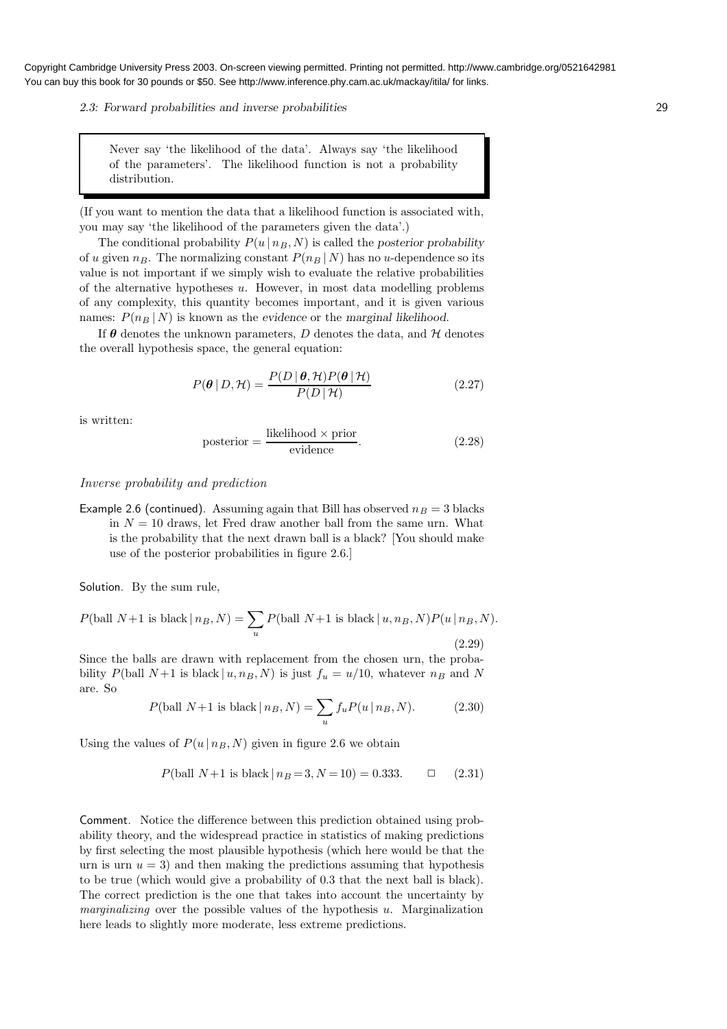> Never say 'the likelihood of the data'. Always say 'the likelihood of the parameters'. The likelihood function is not a probability distribution.

(If you want to mention the data that a likelihood function is associated with, you may say 'the likelihood of the parameters given the data'.)

The conditional probability $P(u \mid n_B, N)$ is called the *posterior probability* of $u$ given $n_B$. The normalizing constant $P(n_B \mid N)$ has no $u$-dependence so its value is not important if we simply wish to evaluate the relative probabilities of the alternative hypotheses $u$. However, in most data modelling problems of any complexity, this quantity becomes important, and it is given various names: $P(n_B \mid N)$ is known as the *evidence* or the *marginal likelihood*.

If $\boldsymbol{\theta}$ denotes the unknown parameters, $D$ denotes the data, and $\mathcal{H}$ denotes the overall hypothesis space, the general equation:

$$P(\boldsymbol{\theta} \mid D, \mathcal{H}) = \frac{P(D \mid \boldsymbol{\theta}, \mathcal{H}) P(\boldsymbol{\theta} \mid \mathcal{H})}{P(D \mid \mathcal{H})} \tag{2.27}$$

is written:

$$\text{posterior} = \frac{\text{likelihood} \times \text{prior}}{\text{evidence}}. \tag{2.28}$$

*Inverse probability and prediction*

**Example 2.6 (continued).** Assuming again that Bill has observed $n_B = 3$ blacks in $N = 10$ draws, let Fred draw another ball from the same urn. What is the probability that the next drawn ball is a black? [You should make use of the posterior probabilities in figure 2.6.]

**Solution.** By the sum rule,

$$P(\text{ball } N{+}1 \text{ is black} \mid n_B, N) = \sum_u P(\text{ball } N{+}1 \text{ is black} \mid u, n_B, N) P(u \mid n_B, N). \tag{2.29}$$

Since the balls are drawn with replacement from the chosen urn, the probability $P(\text{ball } N{+}1 \text{ is black} \mid u, n_B, N)$ is just $f_u = u/10$, whatever $n_B$ and $N$ are. So

$$P(\text{ball } N{+}1 \text{ is black} \mid n_B, N) = \sum_u f_u P(u \mid n_B, N). \tag{2.30}$$

Using the values of $P(u \mid n_B, N)$ given in figure 2.6 we obtain

$$P(\text{ball } N{+}1 \text{ is black} \mid n_B = 3, N = 10) = 0.333. \qquad \square \tag{2.31}$$

**Comment.** Notice the difference between this prediction obtained using probability theory, and the widespread practice in statistics of making predictions by first selecting the most plausible hypothesis (which here would be that the urn is urn $u = 3$) and then making the predictions assuming that hypothesis to be true (which would give a probability of 0.3 that the next ball is black). The correct prediction is the one that takes into account the uncertainty by *marginalizing* over the possible values of the hypothesis $u$. Marginalization here leads to slightly more moderate, less extreme predictions.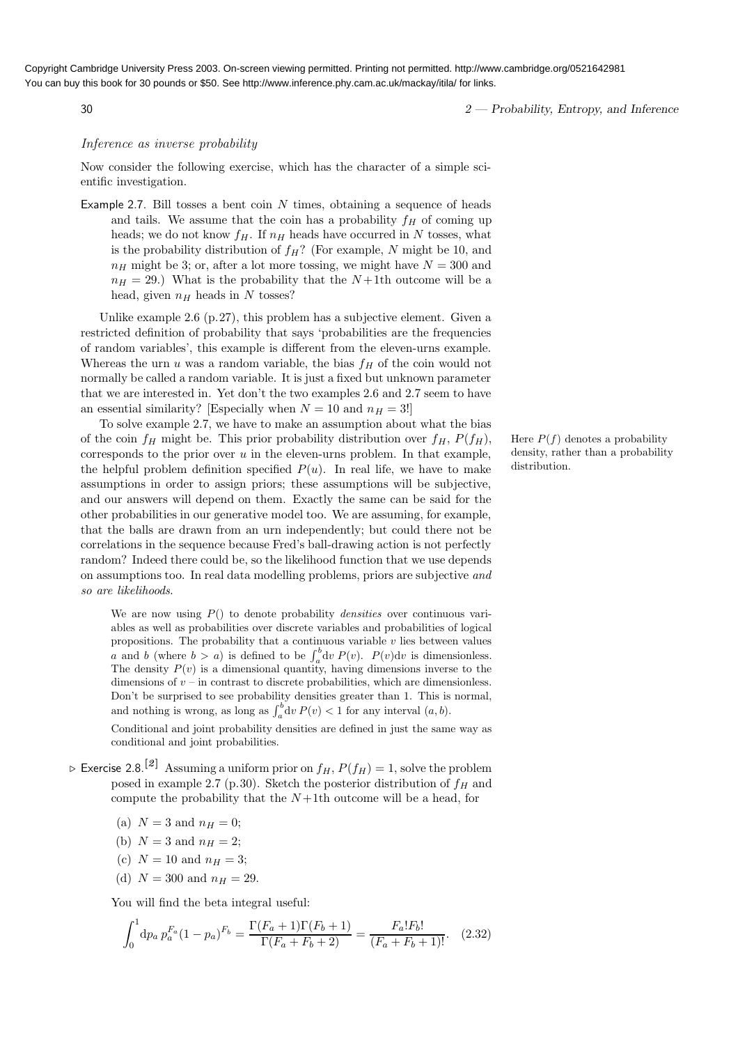*Inference as inverse probability*

Now consider the following exercise, which has the character of a simple scientific investigation.

Example 2.7. Bill tosses a bent coin $N$ times, obtaining a sequence of heads and tails. We assume that the coin has a probability $f_H$ of coming up heads; we do not know $f_H$. If $n_H$ heads have occurred in $N$ tosses, what is the probability distribution of $f_H$? (For example, $N$ might be 10, and $n_H$ might be 3; or, after a lot more tossing, we might have $N = 300$ and $n_H = 29$.) What is the probability that the $N+1$th outcome will be a head, given $n_H$ heads in $N$ tosses?

Unlike example 2.6 (p.27), this problem has a subjective element. Given a restricted definition of probability that says 'probabilities are the frequencies of random variables', this example is different from the eleven-urns example. Whereas the urn $u$ was a random variable, the bias $f_H$ of the coin would not normally be called a random variable. It is just a fixed but unknown parameter that we are interested in. Yet don't the two examples 2.6 and 2.7 seem to have an essential similarity? [Especially when $N = 10$ and $n_H = 3$!]

To solve example 2.7, we have to make an assumption about what the bias of the coin $f_H$ might be. This prior probability distribution over $f_H$, $P(f_H)$, corresponds to the prior over $u$ in the eleven-urns problem. In that example, the helpful problem definition specified $P(u)$. In real life, we have to make assumptions in order to assign priors; these assumptions will be subjective, and our answers will depend on them. Exactly the same can be said for the other probabilities in our generative model too. We are assuming, for example, that the balls are drawn from an urn independently; but could there not be correlations in the sequence because Fred's ball-drawing action is not perfectly random? Indeed there could be, so the likelihood function that we use depends on assumptions too. In real data modelling problems, priors are subjective *and so are likelihoods.*

Here $P(f)$ denotes a probability density, rather than a probability distribution.

We are now using $P()$ to denote probability *densities* over continuous variables as well as probabilities over discrete variables and probabilities of logical propositions. The probability that a continuous variable $v$ lies between values $a$ and $b$ (where $b > a$) is defined to be $\int_a^b \mathrm{d}v\, P(v)$. $P(v)\mathrm{d}v$ is dimensionless. The density $P(v)$ is a dimensional quantity, having dimensions inverse to the dimensions of $v$ – in contrast to discrete probabilities, which are dimensionless. Don't be surprised to see probability densities greater than 1. This is normal, and nothing is wrong, as long as $\int_a^b \mathrm{d}v\, P(v) < 1$ for any interval $(a, b)$.

Conditional and joint probability densities are defined in just the same way as conditional and joint probabilities.

▷ Exercise 2.8.[2] Assuming a uniform prior on $f_H$, $P(f_H) = 1$, solve the problem posed in example 2.7 (p.30). Sketch the posterior distribution of $f_H$ and compute the probability that the $N+1$th outcome will be a head, for

(a) $N = 3$ and $n_H = 0$;

(b) $N = 3$ and $n_H = 2$;

(c) $N = 10$ and $n_H = 3$;

(d) $N = 300$ and $n_H = 29$.

You will find the beta integral useful:

$$\int_0^1 \mathrm{d}p_a\, p_a^{F_a}(1-p_a)^{F_b} = \frac{\Gamma(F_a+1)\Gamma(F_b+1)}{\Gamma(F_a+F_b+2)} = \frac{F_a!F_b!}{(F_a+F_b+1)!}. \quad (2.32)$$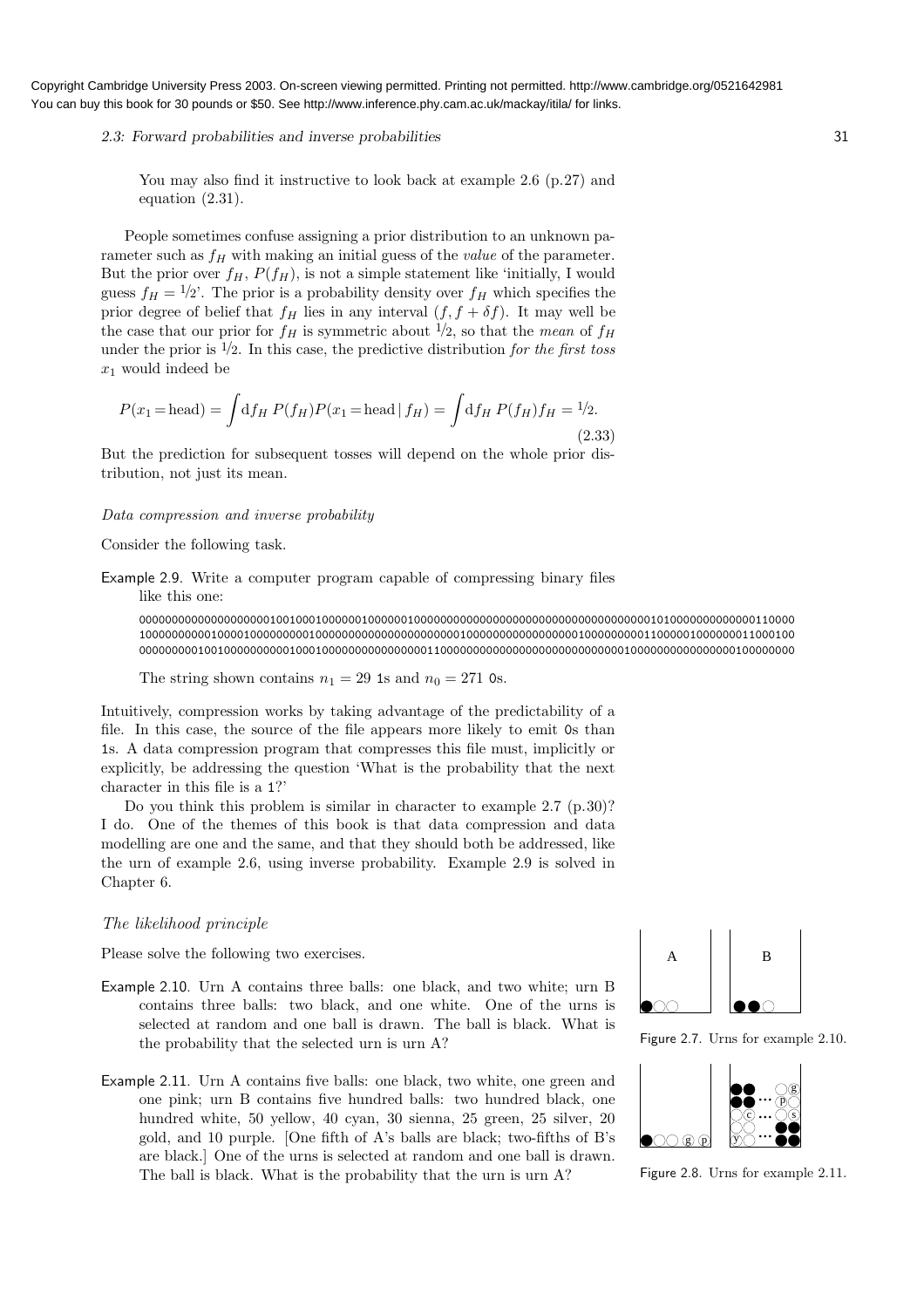You may also find it instructive to look back at example 2.6 (p.27) and equation (2.31).

People sometimes confuse assigning a prior distribution to an unknown parameter such as $f_H$ with making an initial guess of the *value* of the parameter. But the prior over $f_H$, $P(f_H)$, is not a simple statement like 'initially, I would guess $f_H = 1/2$'. The prior is a probability density over $f_H$ which specifies the prior degree of belief that $f_H$ lies in any interval $(f, f + \delta f)$. It may well be the case that our prior for $f_H$ is symmetric about $1/2$, so that the *mean* of $f_H$ under the prior is $1/2$. In this case, the predictive distribution *for the first toss* $x_1$ would indeed be

$$P(x_1 = \text{head}) = \int \mathrm{d}f_H \, P(f_H) P(x_1 = \text{head} \,|\, f_H) = \int \mathrm{d}f_H \, P(f_H) f_H = 1/2. \tag{2.33}$$

But the prediction for subsequent tosses will depend on the whole prior distribution, not just its mean.

### *Data compression and inverse probability*

Consider the following task.

Example 2.9. Write a computer program capable of compressing binary files like this one:

```
0000000000000000000010010001000000100000010000000000000000000000000000000000001010000000000000110000
1000000000010000100000000010000000000000000000000100000000000000000100000000011000001000000011000100
0000000001001000000000010001000000000000000011000000000000000000000000000000000100000000000000100000000
```

The string shown contains $n_1 = 29$ 1s and $n_0 = 271$ 0s.

Intuitively, compression works by taking advantage of the predictability of a file. In this case, the source of the file appears more likely to emit 0s than 1s. A data compression program that compresses this file must, implicitly or explicitly, be addressing the question 'What is the probability that the next character in this file is a 1?'

Do you think this problem is similar in character to example 2.7 (p.30)? I do. One of the themes of this book is that data compression and data modelling are one and the same, and that they should both be addressed, like the urn of example 2.6, using inverse probability. Example 2.9 is solved in Chapter 6.

### *The likelihood principle*

Please solve the following two exercises.

Example 2.10. Urn A contains three balls: one black, and two white; urn B contains three balls: two black, and one white. One of the urns is selected at random and one ball is drawn. The ball is black. What is the probability that the selected urn is urn A?

A

B

Figure 2.7. Urns for example 2.10.

Example 2.11. Urn A contains five balls: one black, two white, one green and one pink; urn B contains five hundred balls: two hundred black, one hundred white, 50 yellow, 40 cyan, 30 sienna, 25 green, 25 silver, 20 gold, and 10 purple. [One fifth of A's balls are black; two-fifths of B's are black.] One of the urns is selected at random and one ball is drawn. The ball is black. What is the probability that the urn is urn A?

Figure 2.8. Urns for example 2.11.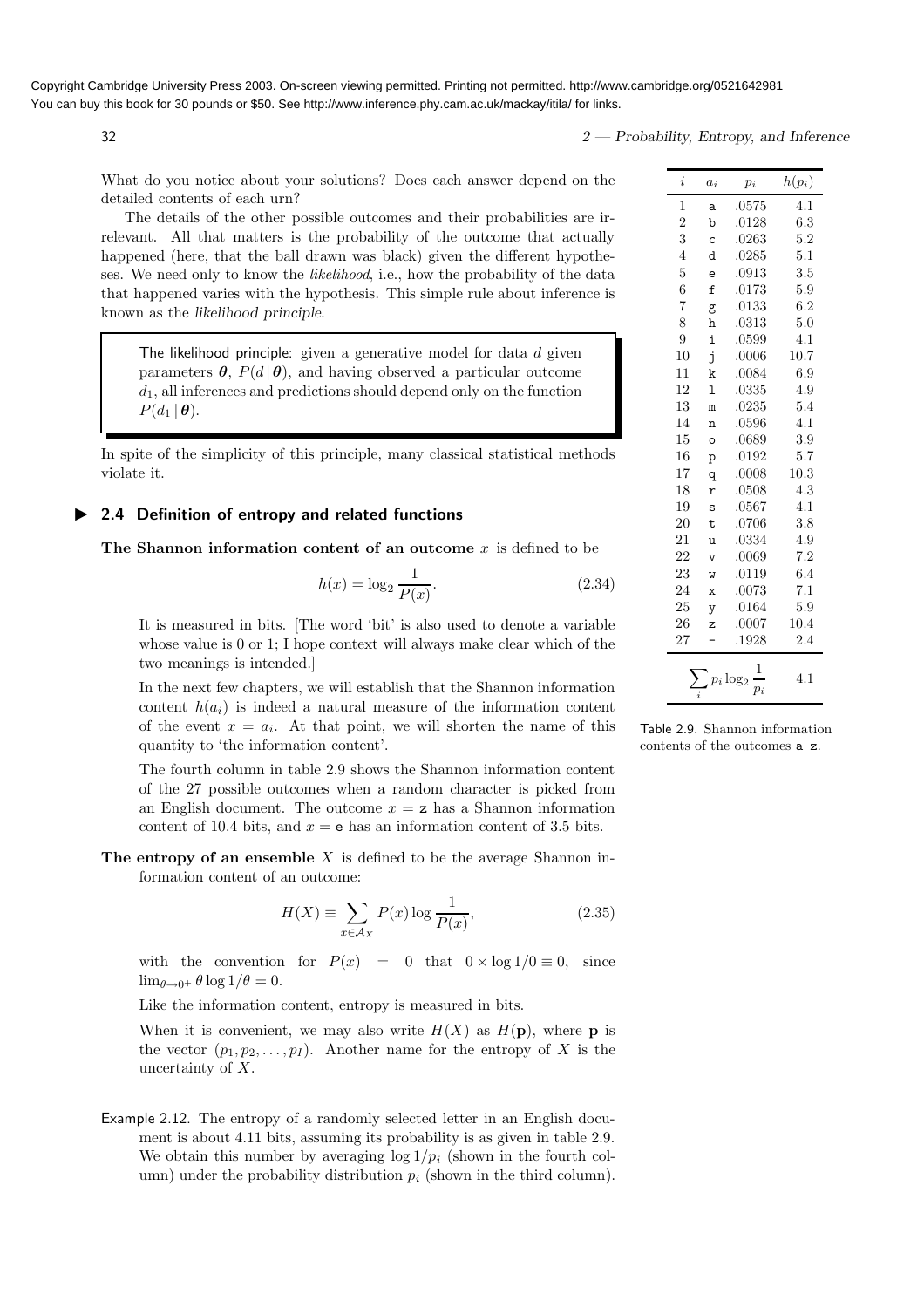What do you notice about your solutions? Does each answer depend on the detailed contents of each urn?

The details of the other possible outcomes and their probabilities are irrelevant. All that matters is the probability of the outcome that actually happened (here, that the ball drawn was black) given the different hypotheses. We need only to know the *likelihood*, i.e., how the probability of the data that happened varies with the hypothesis. This simple rule about inference is known as the *likelihood principle*.

> The likelihood principle: given a generative model for data $d$ given parameters $\boldsymbol{\theta}$, $P(d \mid \boldsymbol{\theta})$, and having observed a particular outcome $d_1$, all inferences and predictions should depend only on the function $P(d_1 \mid \boldsymbol{\theta})$.

In spite of the simplicity of this principle, many classical statistical methods violate it.

## ▶ 2.4 Definition of entropy and related functions

**The Shannon information content of an outcome** $x$ is defined to be

$$h(x) = \log_2 \frac{1}{P(x)}. \tag{2.34}$$

It is measured in bits. [The word 'bit' is also used to denote a variable whose value is 0 or 1; I hope context will always make clear which of the two meanings is intended.]

In the next few chapters, we will establish that the Shannon information content $h(a_i)$ is indeed a natural measure of the information content of the event $x = a_i$. At that point, we will shorten the name of this quantity to 'the information content'.

The fourth column in table 2.9 shows the Shannon information content of the 27 possible outcomes when a random character is picked from an English document. The outcome $x = \texttt{z}$ has a Shannon information content of 10.4 bits, and $x = \texttt{e}$ has an information content of 3.5 bits.

| $i$ | $a_i$ | $p_i$ | $h(p_i)$ |
|---|---|---|---|
| 1 | a | .0575 | 4.1 |
| 2 | b | .0128 | 6.3 |
| 3 | c | .0263 | 5.2 |
| 4 | d | .0285 | 5.1 |
| 5 | e | .0913 | 3.5 |
| 6 | f | .0173 | 5.9 |
| 7 | g | .0133 | 6.2 |
| 8 | h | .0313 | 5.0 |
| 9 | i | .0599 | 4.1 |
| 10 | j | .0006 | 10.7 |
| 11 | k | .0084 | 6.9 |
| 12 | l | .0335 | 4.9 |
| 13 | m | .0235 | 5.4 |
| 14 | n | .0596 | 4.1 |
| 15 | o | .0689 | 3.9 |
| 16 | p | .0192 | 5.7 |
| 17 | q | .0008 | 10.3 |
| 18 | r | .0508 | 4.3 |
| 19 | s | .0567 | 4.1 |
| 20 | t | .0706 | 3.8 |
| 21 | u | .0334 | 4.9 |
| 22 | v | .0069 | 7.2 |
| 23 | w | .0119 | 6.4 |
| 24 | x | .0073 | 7.1 |
| 25 | y | .0164 | 5.9 |
| 26 | z | .0007 | 10.4 |
| 27 | – | .1928 | 2.4 |
| | | $\sum_i p_i \log_2 \frac{1}{p_i}$ | 4.1 |

Table 2.9. Shannon information contents of the outcomes a–z.

**The entropy of an ensemble** $X$ is defined to be the average Shannon information content of an outcome:

$$H(X) \equiv \sum_{x \in \mathcal{A}_X} P(x) \log \frac{1}{P(x)}, \tag{2.35}$$

with the convention for $P(x) = 0$ that $0 \times \log 1/0 \equiv 0$, since $\lim_{\theta \to 0^+} \theta \log 1/\theta = 0$.

Like the information content, entropy is measured in bits.

When it is convenient, we may also write $H(X)$ as $H(\mathbf{p})$, where $\mathbf{p}$ is the vector $(p_1, p_2, \ldots, p_I)$. Another name for the entropy of $X$ is the uncertainty of $X$.

Example 2.12. The entropy of a randomly selected letter in an English document is about 4.11 bits, assuming its probability is as given in table 2.9. We obtain this number by averaging $\log 1/p_i$ (shown in the fourth column) under the probability distribution $p_i$ (shown in the third column).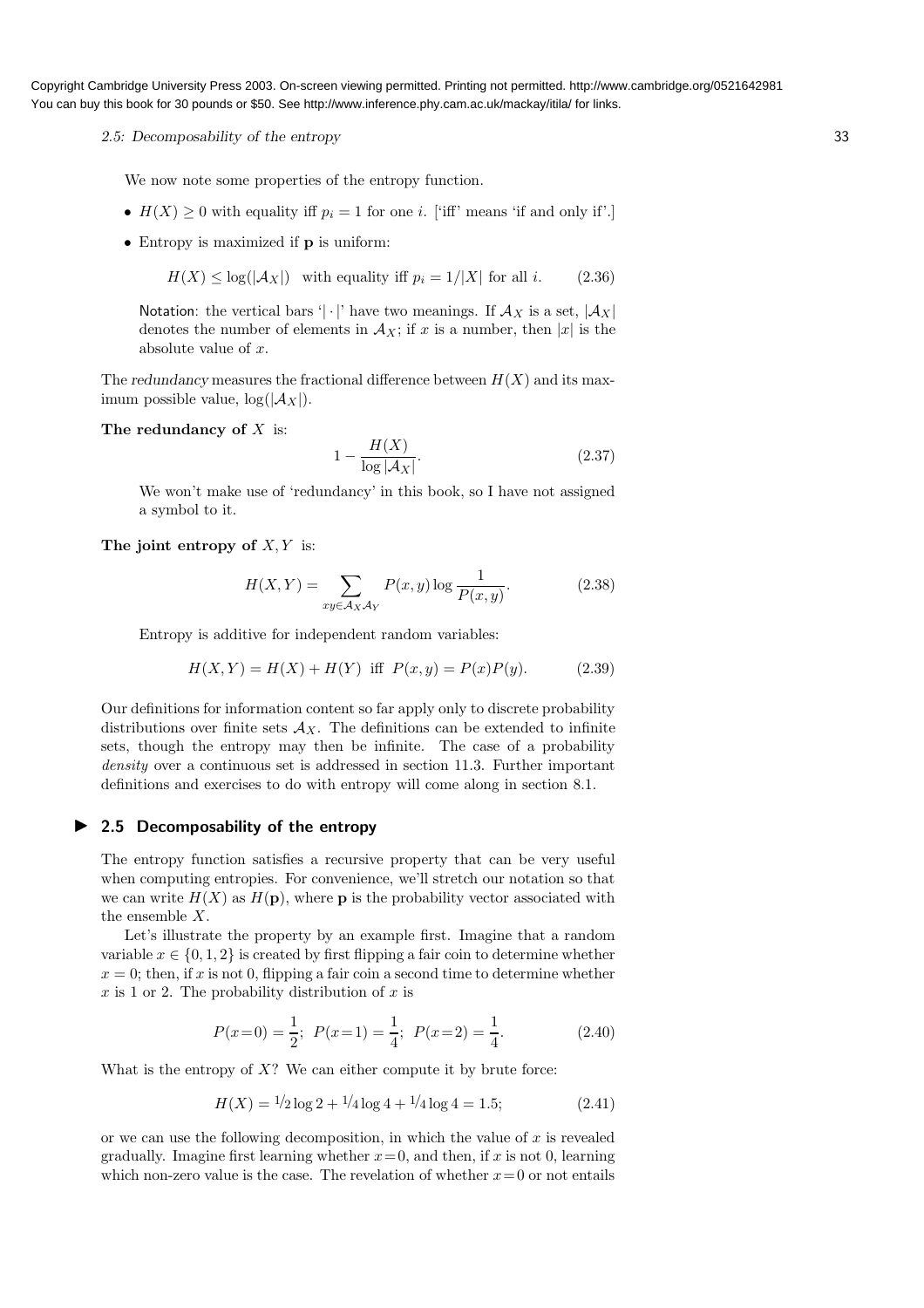We now note some properties of the entropy function.

- $H(X) \geq 0$ with equality iff $p_i = 1$ for one $i$. ['iff' means 'if and only if'.]
- Entropy is maximized if $\mathbf{p}$ is uniform:

$$H(X) \leq \log(|\mathcal{A}_X|) \quad \text{with equality iff } p_i = 1/|X| \text{ for all } i. \tag{2.36}$$

Notation: the vertical bars '$|\cdot|$' have two meanings. If $\mathcal{A}_X$ is a set, $|\mathcal{A}_X|$ denotes the number of elements in $\mathcal{A}_X$; if $x$ is a number, then $|x|$ is the absolute value of $x$.

The *redundancy* measures the fractional difference between $H(X)$ and its maximum possible value, $\log(|\mathcal{A}_X|)$.

**The redundancy of** $X$ is:

$$1 - \frac{H(X)}{\log |\mathcal{A}_X|}. \tag{2.37}$$

We won't make use of 'redundancy' in this book, so I have not assigned a symbol to it.

**The joint entropy of** $X, Y$ is:

$$H(X, Y) = \sum_{xy \in \mathcal{A}_X \mathcal{A}_Y} P(x, y) \log \frac{1}{P(x, y)}. \tag{2.38}$$

Entropy is additive for independent random variables:

$$H(X, Y) = H(X) + H(Y) \text{ iff } P(x, y) = P(x)P(y). \tag{2.39}$$

Our definitions for information content so far apply only to discrete probability distributions over finite sets $\mathcal{A}_X$. The definitions can be extended to infinite sets, though the entropy may then be infinite. The case of a probability *density* over a continuous set is addressed in section 11.3. Further important definitions and exercises to do with entropy will come along in section 8.1.

## ▶ 2.5 Decomposability of the entropy

The entropy function satisfies a recursive property that can be very useful when computing entropies. For convenience, we'll stretch our notation so that we can write $H(X)$ as $H(\mathbf{p})$, where $\mathbf{p}$ is the probability vector associated with the ensemble $X$.

Let's illustrate the property by an example first. Imagine that a random variable $x \in \{0, 1, 2\}$ is created by first flipping a fair coin to determine whether $x = 0$; then, if $x$ is not 0, flipping a fair coin a second time to determine whether $x$ is 1 or 2. The probability distribution of $x$ is

$$P(x=0) = \frac{1}{2}; \;\; P(x=1) = \frac{1}{4}; \;\; P(x=2) = \frac{1}{4}. \tag{2.40}$$

What is the entropy of $X$? We can either compute it by brute force:

$$H(X) = {}^{1\!/}_{2} \log 2 + {}^{1\!/}_{4} \log 4 + {}^{1\!/}_{4} \log 4 = 1.5; \tag{2.41}$$

or we can use the following decomposition, in which the value of $x$ is revealed gradually. Imagine first learning whether $x=0$, and then, if $x$ is not 0, learning which non-zero value is the case. The revelation of whether $x=0$ or not entails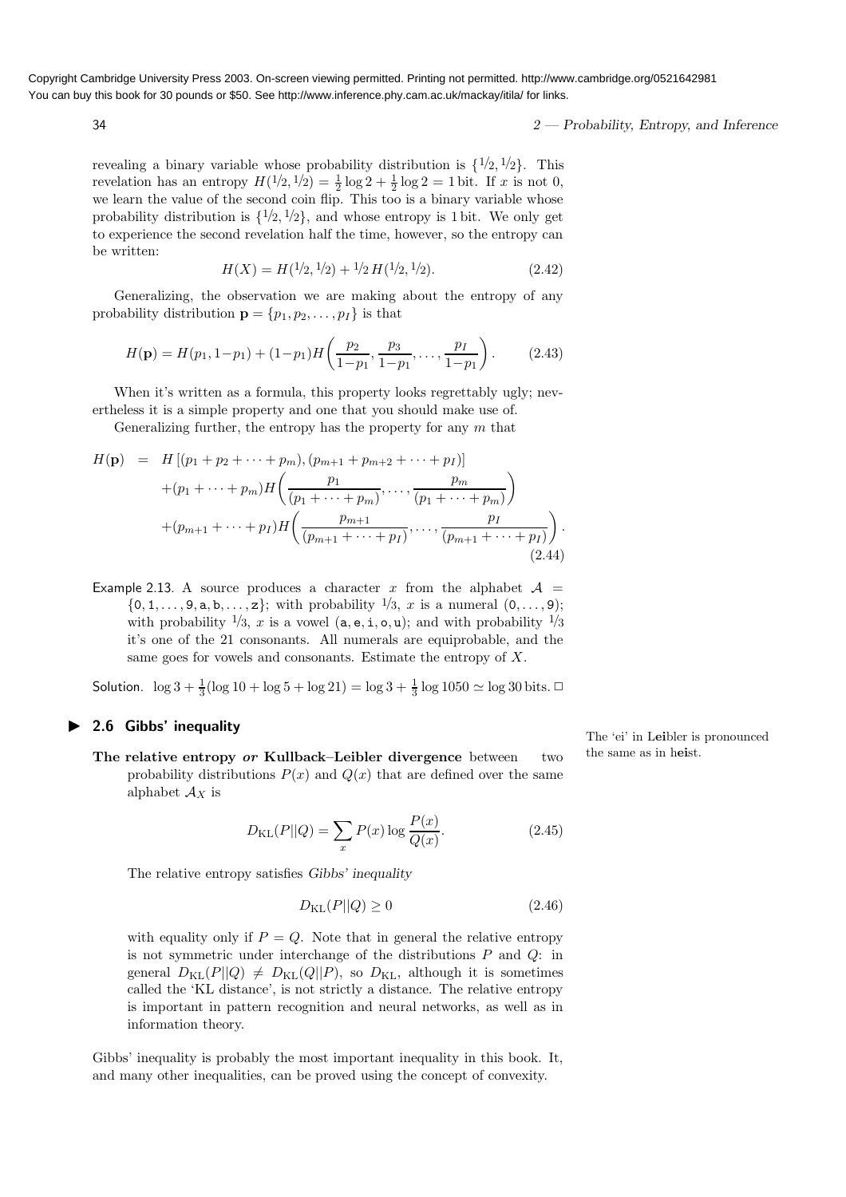revealing a binary variable whose probability distribution is $\{1/2, 1/2\}$. This revelation has an entropy $H(1/2, 1/2) = \frac{1}{2}\log 2 + \frac{1}{2}\log 2 = 1$ bit. If $x$ is not 0, we learn the value of the second coin flip. This too is a binary variable whose probability distribution is $\{1/2, 1/2\}$, and whose entropy is 1 bit. We only get to experience the second revelation half the time, however, so the entropy can be written:

$$H(X) = H(1/2, 1/2) + 1/2\, H(1/2, 1/2). \tag{2.42}$$

Generalizing, the observation we are making about the entropy of any probability distribution $\mathbf{p} = \{p_1, p_2, \ldots, p_I\}$ is that

$$H(\mathbf{p}) = H(p_1, 1-p_1) + (1-p_1) H\left(\frac{p_2}{1-p_1}, \frac{p_3}{1-p_1}, \ldots, \frac{p_I}{1-p_1}\right). \tag{2.43}$$

When it's written as a formula, this property looks regrettably ugly; nevertheless it is a simple property and one that you should make use of.

Generalizing further, the entropy has the property for any $m$ that

$$\begin{aligned} H(\mathbf{p}) \;=\;& H\left[(p_1 + p_2 + \cdots + p_m), (p_{m+1} + p_{m+2} + \cdots + p_I)\right] \\ &+ (p_1 + \cdots + p_m) H\left(\frac{p_1}{(p_1 + \cdots + p_m)}, \ldots, \frac{p_m}{(p_1 + \cdots + p_m)}\right) \\ &+ (p_{m+1} + \cdots + p_I) H\left(\frac{p_{m+1}}{(p_{m+1} + \cdots + p_I)}, \ldots, \frac{p_I}{(p_{m+1} + \cdots + p_I)}\right). \end{aligned} \tag{2.44}$$

Example 2.13. A source produces a character $x$ from the alphabet $\mathcal{A} = \{0, 1, \ldots, 9, a, b, \ldots, z\}$; with probability $1/3$, $x$ is a numeral $(0, \ldots, 9)$; with probability $1/3$, $x$ is a vowel (a, e, i, o, u); and with probability $1/3$ it's one of the 21 consonants. All numerals are equiprobable, and the same goes for vowels and consonants. Estimate the entropy of $X$.

Solution. $\log 3 + \frac{1}{3}(\log 10 + \log 5 + \log 21) = \log 3 + \frac{1}{3}\log 1050 \simeq \log 30$ bits. □

## ▶ 2.6 Gibbs' inequality

The 'ei' in **Lei**bler is pronounced the same as in h**ei**st.

**The relative entropy *or* Kullback–Leibler divergence** between two probability distributions $P(x)$ and $Q(x)$ that are defined over the same alphabet $\mathcal{A}_X$ is

$$D_{\mathrm{KL}}(P||Q) = \sum_x P(x) \log \frac{P(x)}{Q(x)}. \tag{2.45}$$

The relative entropy satisfies *Gibbs' inequality*

$$D_{\mathrm{KL}}(P||Q) \geq 0 \tag{2.46}$$

with equality only if $P = Q$. Note that in general the relative entropy is not symmetric under interchange of the distributions $P$ and $Q$: in general $D_{\mathrm{KL}}(P||Q) \neq D_{\mathrm{KL}}(Q||P)$, so $D_{\mathrm{KL}}$, although it is sometimes called the 'KL distance', is not strictly a distance. The relative entropy is important in pattern recognition and neural networks, as well as in information theory.

Gibbs' inequality is probably the most important inequality in this book. It, and many other inequalities, can be proved using the concept of convexity.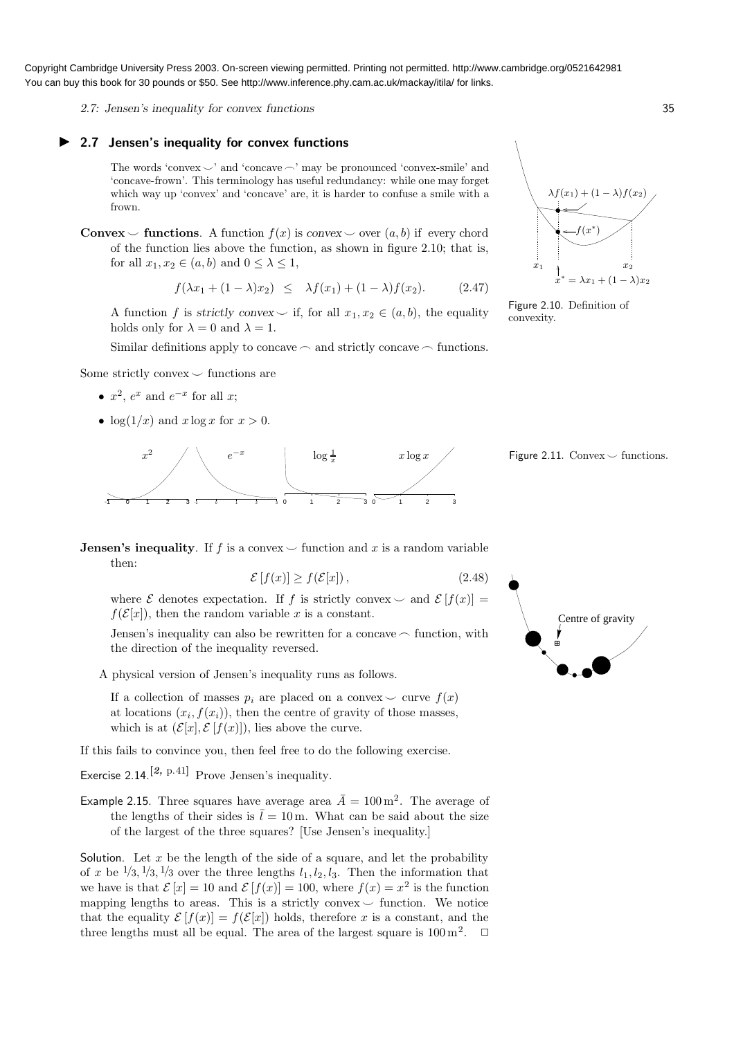## ▶ 2.7 Jensen's inequality for convex functions

The words 'convex ⌣' and 'concave ⌢' may be pronounced 'convex-smile' and 'concave-frown'. This terminology has useful redundancy: while one may forget which way up 'convex' and 'concave' are, it is harder to confuse a smile with a frown.

**Convex ⌣ functions**. A function $f(x)$ is *convex* ⌣ over $(a, b)$ if every chord of the function lies above the function, as shown in figure 2.10; that is, for all $x_1, x_2 \in (a, b)$ and $0 \leq \lambda \leq 1$,

$$f(\lambda x_1 + (1-\lambda)x_2) \quad \leq \quad \lambda f(x_1) + (1-\lambda) f(x_2). \tag{2.47}$$

A function $f$ is *strictly convex* ⌣ if, for all $x_1, x_2 \in (a, b)$, the equality holds only for $\lambda = 0$ and $\lambda = 1$.

Similar definitions apply to concave ⌢ and strictly concave ⌢ functions.

$\lambda f(x_1) + (1-\lambda)f(x_2)$

$f(x^*)$

$x_1$

$x_2$

$x^* = \lambda x_1 + (1-\lambda)x_2$

Figure 2.10. Definition of convexity.

Some strictly convex ⌣ functions are

- $x^2$, $e^x$ and $e^{-x}$ for all $x$;
- $\log(1/x)$ and $x \log x$ for $x > 0$.

$x^2$

$e^{-x}$

$\log \frac{1}{x}$

$x \log x$

Figure 2.11. Convex ⌣ functions.

**Jensen's inequality**. If $f$ is a convex ⌣ function and $x$ is a random variable then:

$$\mathcal{E}[f(x)] \geq f(\mathcal{E}[x]), \tag{2.48}$$

where $\mathcal{E}$ denotes expectation. If $f$ is strictly convex ⌣ and $\mathcal{E}[f(x)] = f(\mathcal{E}[x])$, then the random variable $x$ is a constant.

Jensen's inequality can also be rewritten for a concave ⌢ function, with the direction of the inequality reversed.

A physical version of Jensen's inequality runs as follows.

> If a collection of masses $p_i$ are placed on a convex ⌣ curve $f(x)$ at locations $(x_i, f(x_i))$, then the centre of gravity of those masses, which is at $(\mathcal{E}[x], \mathcal{E}[f(x)])$, lies above the curve.

Centre of gravity

If this fails to convince you, then feel free to do the following exercise.

Exercise 2.14.[2, p.41] Prove Jensen's inequality.

Example 2.15. Three squares have average area $\bar{A} = 100\,\text{m}^2$. The average of the lengths of their sides is $\bar{l} = 10\,\text{m}$. What can be said about the size of the largest of the three squares? [Use Jensen's inequality.]

Solution. Let $x$ be the length of the side of a square, and let the probability of $x$ be $1/3, 1/3, 1/3$ over the three lengths $l_1, l_2, l_3$. Then the information that we have is that $\mathcal{E}[x] = 10$ and $\mathcal{E}[f(x)] = 100$, where $f(x) = x^2$ is the function mapping lengths to areas. This is a strictly convex ⌣ function. We notice that the equality $\mathcal{E}[f(x)] = f(\mathcal{E}[x])$ holds, therefore $x$ is a constant, and the three lengths must all be equal. The area of the largest square is $100\,\text{m}^2$. □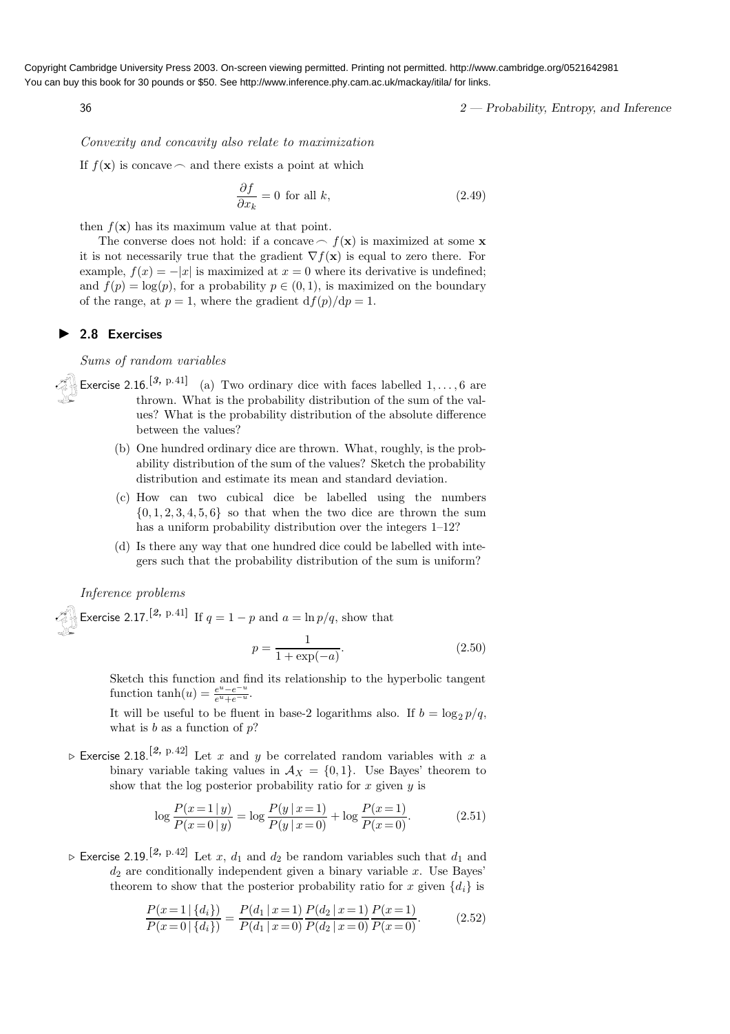*Convexity and concavity also relate to maximization*

If $f(\mathbf{x})$ is concave $\frown$ and there exists a point at which

$$\frac{\partial f}{\partial x_k} = 0 \text{ for all } k, \tag{2.49}$$

then $f(\mathbf{x})$ has its maximum value at that point.

The converse does not hold: if a concave $\frown$ $f(\mathbf{x})$ is maximized at some $\mathbf{x}$ it is not necessarily true that the gradient $\nabla f(\mathbf{x})$ is equal to zero there. For example, $f(x) = -|x|$ is maximized at $x = 0$ where its derivative is undefined; and $f(p) = \log(p)$, for a probability $p \in (0, 1)$, is maximized on the boundary of the range, at $p = 1$, where the gradient $\mathrm{d}f(p)/\mathrm{d}p = 1$.

## 2.8 Exercises

*Sums of random variables*

**Exercise 2.16.**[3, p.41] (a) Two ordinary dice with faces labelled $1, \ldots, 6$ are thrown. What is the probability distribution of the sum of the values? What is the probability distribution of the absolute difference between the values?

(b) One hundred ordinary dice are thrown. What, roughly, is the probability distribution of the sum of the values? Sketch the probability distribution and estimate its mean and standard deviation.

(c) How can two cubical dice be labelled using the numbers $\{0, 1, 2, 3, 4, 5, 6\}$ so that when the two dice are thrown the sum has a uniform probability distribution over the integers 1–12?

(d) Is there any way that one hundred dice could be labelled with integers such that the probability distribution of the sum is uniform?

*Inference problems*

**Exercise 2.17.**[2, p.41] If $q = 1 - p$ and $a = \ln p/q$, show that

$$p = \frac{1}{1 + \exp(-a)}. \tag{2.50}$$

Sketch this function and find its relationship to the hyperbolic tangent function $\tanh(u) = \frac{e^u - e^{-u}}{e^u + e^{-u}}$.

It will be useful to be fluent in base-2 logarithms also. If $b = \log_2 p/q$, what is $b$ as a function of $p$?

▷ **Exercise 2.18.**[2, p.42] Let $x$ and $y$ be correlated random variables with $x$ a binary variable taking values in $\mathcal{A}_X = \{0, 1\}$. Use Bayes' theorem to show that the log posterior probability ratio for $x$ given $y$ is

$$\log \frac{P(x=1 \,|\, y)}{P(x=0 \,|\, y)} = \log \frac{P(y \,|\, x=1)}{P(y \,|\, x=0)} + \log \frac{P(x=1)}{P(x=0)}. \tag{2.51}$$

▷ **Exercise 2.19.**[2, p.42] Let $x$, $d_1$ and $d_2$ be random variables such that $d_1$ and $d_2$ are conditionally independent given a binary variable $x$. Use Bayes' theorem to show that the posterior probability ratio for $x$ given $\{d_i\}$ is

$$\frac{P(x=1 \,|\, \{d_i\})}{P(x=0 \,|\, \{d_i\})} = \frac{P(d_1 \,|\, x=1)}{P(d_1 \,|\, x=0)} \frac{P(d_2 \,|\, x=1)}{P(d_2 \,|\, x=0)} \frac{P(x=1)}{P(x=0)}. \tag{2.52}$$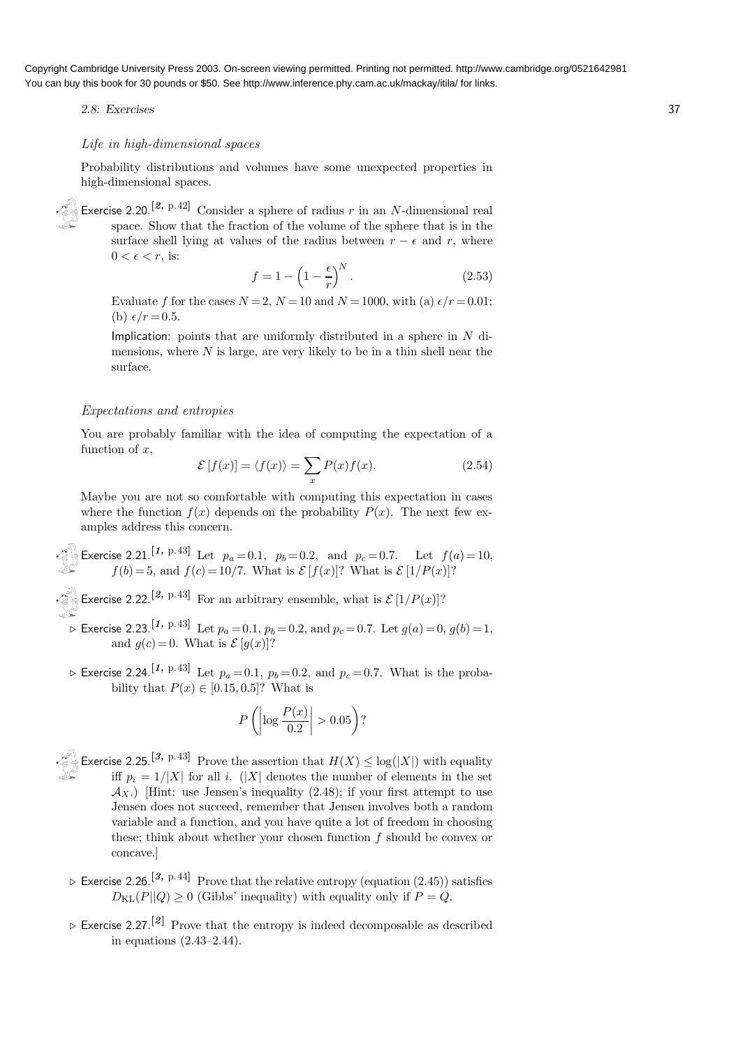*Life in high-dimensional spaces*

Probability distributions and volumes have some unexpected properties in high-dimensional spaces.

Exercise 2.20.[2, p.42] Consider a sphere of radius $r$ in an $N$-dimensional real space. Show that the fraction of the volume of the sphere that is in the surface shell lying at values of the radius between $r - \epsilon$ and $r$, where $0 < \epsilon < r$, is:

$$f = 1 - \left(1 - \frac{\epsilon}{r}\right)^N. \tag{2.53}$$

Evaluate $f$ for the cases $N=2$, $N=10$ and $N=1000$, with (a) $\epsilon/r = 0.01$; (b) $\epsilon/r = 0.5$.

Implication: points that are uniformly distributed in a sphere in $N$ dimensions, where $N$ is large, are very likely to be in a thin shell near the surface.

*Expectations and entropies*

You are probably familiar with the idea of computing the expectation of a function of $x$,

$$\mathcal{E}[f(x)] = \langle f(x) \rangle = \sum_x P(x) f(x). \tag{2.54}$$

Maybe you are not so comfortable with computing this expectation in cases where the function $f(x)$ depends on the probability $P(x)$. The next few examples address this concern.

Exercise 2.21.[1, p.43] Let $p_a = 0.1$, $p_b = 0.2$, and $p_c = 0.7$. Let $f(a) = 10$, $f(b) = 5$, and $f(c) = 10/7$. What is $\mathcal{E}[f(x)]$? What is $\mathcal{E}[1/P(x)]$?

Exercise 2.22.[2, p.43] For an arbitrary ensemble, what is $\mathcal{E}[1/P(x)]$?

▷ Exercise 2.23.[1, p.43] Let $p_a = 0.1$, $p_b = 0.2$, and $p_c = 0.7$. Let $g(a) = 0$, $g(b) = 1$, and $g(c) = 0$. What is $\mathcal{E}[g(x)]$?

▷ Exercise 2.24.[1, p.43] Let $p_a = 0.1$, $p_b = 0.2$, and $p_c = 0.7$. What is the probability that $P(x) \in [0.15, 0.5]$? What is

$$P\left(\left|\log \frac{P(x)}{0.2}\right| > 0.05\right)?$$

Exercise 2.25.[3, p.43] Prove the assertion that $H(X) \leq \log(|X|)$ with equality iff $p_i = 1/|X|$ for all $i$. ($|X|$ denotes the number of elements in the set $\mathcal{A}_X$.) [Hint: use Jensen's inequality (2.48); if your first attempt to use Jensen does not succeed, remember that Jensen involves both a random variable and a function, and you have quite a lot of freedom in choosing these; think about whether your chosen function $f$ should be convex or concave.]

▷ Exercise 2.26.[3, p.44] Prove that the relative entropy (equation (2.45)) satisfies $D_{\mathrm{KL}}(P||Q) \geq 0$ (Gibbs' inequality) with equality only if $P = Q$.

▷ Exercise 2.27.[2] Prove that the entropy is indeed decomposable as described in equations (2.43–2.44).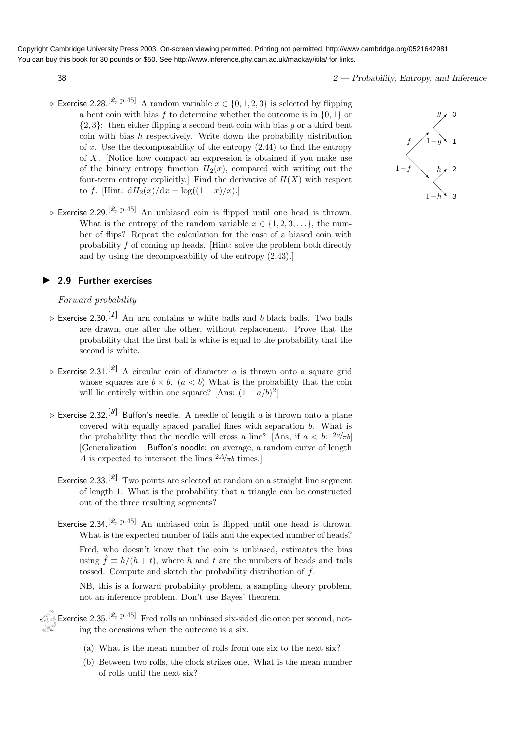Copyright Cambridge University Press 2003. On-screen viewing permitted. Printing not permitted. http://www.cambridge.org/0521642981
You can buy this book for 30 pounds or $50. See http://www.inference.phy.cam.ac.uk/mackay/itila/ for links.

▷ Exercise 2.28.[2, p.45] A random variable $x \in \{0, 1, 2, 3\}$ is selected by flipping a bent coin with bias $f$ to determine whether the outcome is in $\{0, 1\}$ or $\{2, 3\}$; then either flipping a second bent coin with bias $g$ or a third bent coin with bias $h$ respectively. Write down the probability distribution of $x$. Use the decomposability of the entropy (2.44) to find the entropy of $X$. [Notice how compact an expression is obtained if you make use of the binary entropy function $H_2(x)$, compared with writing out the four-term entropy explicitly.] Find the derivative of $H(X)$ with respect to $f$. [Hint: $\mathrm{d}H_2(x)/\mathrm{d}x = \log((1-x)/x)$.]

$g$ 0
$f$ $1-g$ 1
$1-f$ $h$ 2
$1-h$ 3

▷ Exercise 2.29.[2, p.45] An unbiased coin is flipped until one head is thrown. What is the entropy of the random variable $x \in \{1, 2, 3, \ldots\}$, the number of flips? Repeat the calculation for the case of a biased coin with probability $f$ of coming up heads. [Hint: solve the problem both directly and by using the decomposability of the entropy (2.43).]

## 2.9 Further exercises

*Forward probability*

▷ Exercise 2.30.[1] An urn contains $w$ white balls and $b$ black balls. Two balls are drawn, one after the other, without replacement. Prove that the probability that the first ball is white is equal to the probability that the second is white.

▷ Exercise 2.31.[2] A circular coin of diameter $a$ is thrown onto a square grid whose squares are $b \times b$. ($a < b$) What is the probability that the coin will lie entirely within one square? [Ans: $(1 - a/b)^2$]

▷ Exercise 2.32.[3] Buffon's needle. A needle of length $a$ is thrown onto a plane covered with equally spaced parallel lines with separation $b$. What is the probability that the needle will cross a line? [Ans, if $a < b$: $^{2a}/_{\pi b}$] [Generalization – Buffon's noodle: on average, a random curve of length $A$ is expected to intersect the lines $^{2A}/_{\pi b}$ times.]

Exercise 2.33.[2] Two points are selected at random on a straight line segment of length 1. What is the probability that a triangle can be constructed out of the three resulting segments?

Exercise 2.34.[2, p.45] An unbiased coin is flipped until one head is thrown. What is the expected number of tails and the expected number of heads?

Fred, who doesn't know that the coin is unbiased, estimates the bias using $\hat{f} \equiv h/(h + t)$, where $h$ and $t$ are the numbers of heads and tails tossed. Compute and sketch the probability distribution of $\hat{f}$.

NB, this is a forward probability problem, a sampling theory problem, not an inference problem. Don't use Bayes' theorem.

Exercise 2.35.[2, p.45] Fred rolls an unbiased six-sided die once per second, noting the occasions when the outcome is a six.

(a) What is the mean number of rolls from one six to the next six?

(b) Between two rolls, the clock strikes one. What is the mean number of rolls until the next six?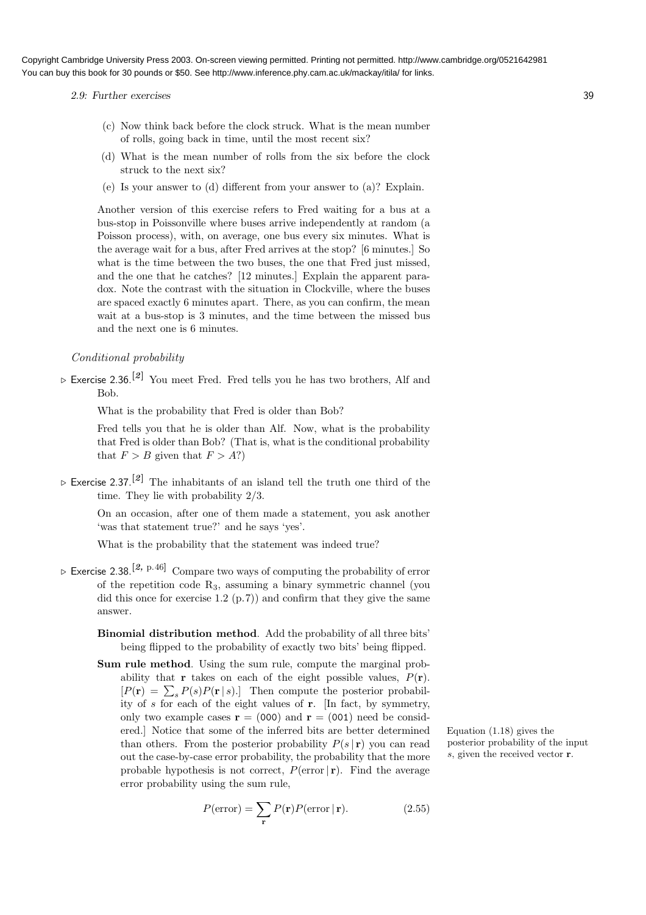(c) Now think back before the clock struck. What is the mean number of rolls, going back in time, until the most recent six?

(d) What is the mean number of rolls from the six before the clock struck to the next six?

(e) Is your answer to (d) different from your answer to (a)? Explain.

Another version of this exercise refers to Fred waiting for a bus at a bus-stop in Poissonville where buses arrive independently at random (a Poisson process), with, on average, one bus every six minutes. What is the average wait for a bus, after Fred arrives at the stop? [6 minutes.] So what is the time between the two buses, the one that Fred just missed, and the one that he catches? [12 minutes.] Explain the apparent paradox. Note the contrast with the situation in Clockville, where the buses are spaced exactly 6 minutes apart. There, as you can confirm, the mean wait at a bus-stop is 3 minutes, and the time between the missed bus and the next one is 6 minutes.

*Conditional probability*

▷ Exercise 2.36.[2] You meet Fred. Fred tells you he has two brothers, Alf and Bob.

What is the probability that Fred is older than Bob?

Fred tells you that he is older than Alf. Now, what is the probability that Fred is older than Bob? (That is, what is the conditional probability that $F > B$ given that $F > A$?)

▷ Exercise 2.37.[2] The inhabitants of an island tell the truth one third of the time. They lie with probability 2/3.

On an occasion, after one of them made a statement, you ask another 'was that statement true?' and he says 'yes'.

What is the probability that the statement was indeed true?

▷ Exercise 2.38.[2, p.46] Compare two ways of computing the probability of error of the repetition code $R_3$, assuming a binary symmetric channel (you did this once for exercise 1.2 (p.7)) and confirm that they give the same answer.

**Binomial distribution method**. Add the probability of all three bits' being flipped to the probability of exactly two bits' being flipped.

**Sum rule method**. Using the sum rule, compute the marginal probability that $\mathbf{r}$ takes on each of the eight possible values, $P(\mathbf{r})$. [$P(\mathbf{r}) = \sum_s P(s)P(\mathbf{r}\,|\,s)$.] Then compute the posterior probability of $s$ for each of the eight values of $\mathbf{r}$. [In fact, by symmetry, only two example cases $\mathbf{r} = (000)$ and $\mathbf{r} = (001)$ need be considered.] Notice that some of the inferred bits are better determined than others. From the posterior probability $P(s\,|\,\mathbf{r})$ you can read out the case-by-case error probability, the probability that the more probable hypothesis is not correct, $P(\text{error}\,|\,\mathbf{r})$. Find the average error probability using the sum rule,

$$P(\text{error}) = \sum_{\mathbf{r}} P(\mathbf{r})P(\text{error}\,|\,\mathbf{r}). \tag{2.55}$$

Equation (1.18) gives the posterior probability of the input $s$, given the received vector $\mathbf{r}$.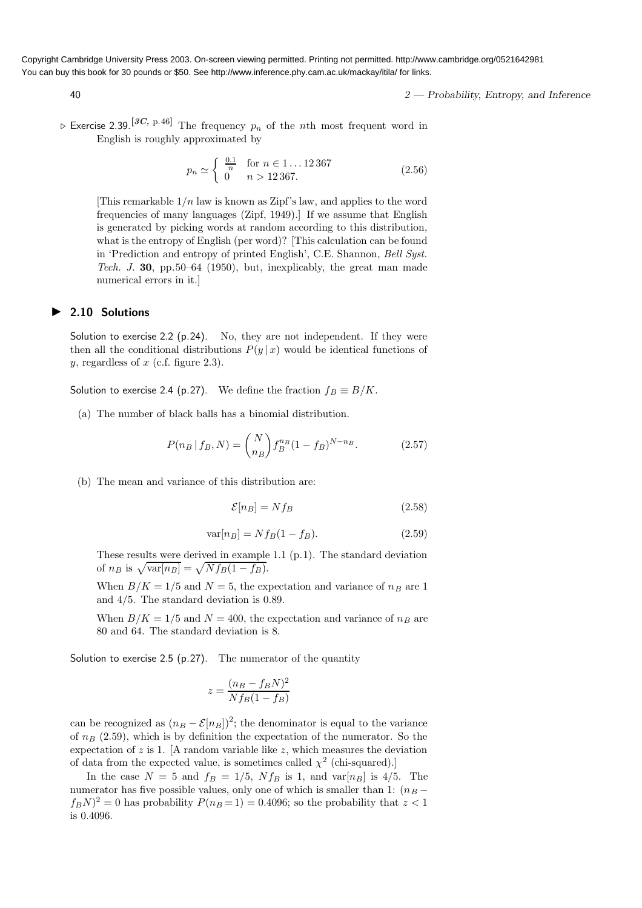▷ Exercise 2.39.[3C, p.46] The frequency $p_n$ of the $n$th most frequent word in English is roughly approximated by

$$p_n \simeq \begin{cases} \frac{0.1}{n} & \text{for } n \in 1 \ldots 12\,367 \\ 0 & n > 12\,367. \end{cases} \tag{2.56}$$

[This remarkable $1/n$ law is known as Zipf's law, and applies to the word frequencies of many languages (Zipf, 1949).] If we assume that English is generated by picking words at random according to this distribution, what is the entropy of English (per word)? [This calculation can be found in 'Prediction and entropy of printed English', C.E. Shannon, *Bell Syst. Tech. J.* **30**, pp.50–64 (1950), but, inexplicably, the great man made numerical errors in it.]

## ▶ 2.10 Solutions

Solution to exercise 2.2 (p.24). No, they are not independent. If they were then all the conditional distributions $P(y \mid x)$ would be identical functions of $y$, regardless of $x$ (c.f. figure 2.3).

Solution to exercise 2.4 (p.27). We define the fraction $f_B \equiv B/K$.

(a) The number of black balls has a binomial distribution.

$$P(n_B \mid f_B, N) = \binom{N}{n_B} f_B^{n_B} (1 - f_B)^{N - n_B}. \tag{2.57}$$

(b) The mean and variance of this distribution are:

$$\mathcal{E}[n_B] = N f_B \tag{2.58}$$

$$\text{var}[n_B] = N f_B (1 - f_B). \tag{2.59}$$

These results were derived in example 1.1 (p.1). The standard deviation of $n_B$ is $\sqrt{\text{var}[n_B]} = \sqrt{N f_B (1 - f_B)}$.

When $B/K = 1/5$ and $N = 5$, the expectation and variance of $n_B$ are 1 and 4/5. The standard deviation is 0.89.

When $B/K = 1/5$ and $N = 400$, the expectation and variance of $n_B$ are 80 and 64. The standard deviation is 8.

Solution to exercise 2.5 (p.27). The numerator of the quantity

$$z = \frac{(n_B - f_B N)^2}{N f_B (1 - f_B)}$$

can be recognized as $(n_B - \mathcal{E}[n_B])^2$; the denominator is equal to the variance of $n_B$ (2.59), which is by definition the expectation of the numerator. So the expectation of $z$ is 1. [A random variable like $z$, which measures the deviation of data from the expected value, is sometimes called $\chi^2$ (chi-squared).]

In the case $N = 5$ and $f_B = 1/5$, $N f_B$ is 1, and $\text{var}[n_B]$ is 4/5. The numerator has five possible values, only one of which is smaller than 1: $(n_B - f_B N)^2 = 0$ has probability $P(n_B = 1) = 0.4096$; so the probability that $z < 1$ is 0.4096.